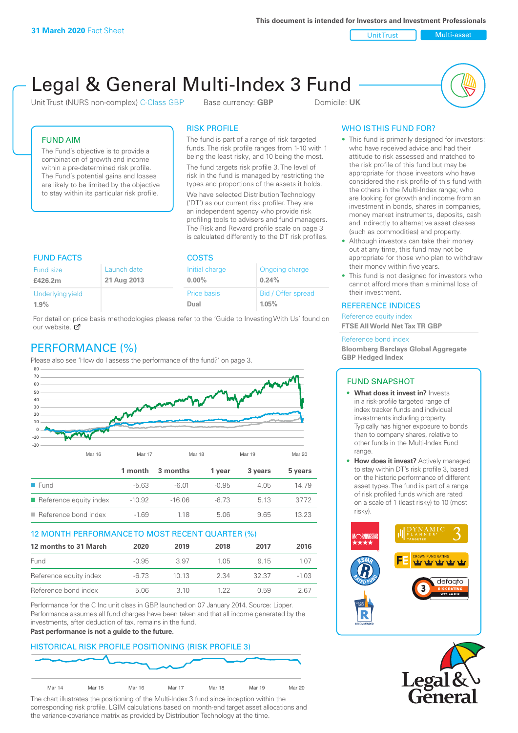**31 March 2020** Fact Sheet

This document is intended for Investors and Investment Professionals

Unit Trust | Multi-asset

# Legal & General Multi-Index 3 Fund

Unit Trust (NURS non-complex) C-Class GBP    Base currency: **GBP**    Domicile: **UK**

## FUND AIM

The Fund's objective is to provide a combination of growth and income within a pre-determined risk profile. The Fund's potential gains and losses are likely to be limited by the objective to stay within its particular risk profile.

## RISK PROFILE

The fund is part of a range of risk targeted funds. The risk profile ranges from 1-10 with 1 being the least risky, and 10 being the most.

The fund targets risk profile 3. The level of risk in the fund is managed by restricting the types and proportions of the assets it holds.

We have selected Distribution Technology ('DT') as our current risk profiler. They are an independent agency who provide risk profiling tools to advisers and fund managers. The Risk and Reward profile scale on page 3 is calculated differently to the DT risk profiles.

## FUND FACTS

| Fund size | Launch date |
|---|---|
| **£426.2m** | **21 Aug 2013** |
| Underlying yield | |
| **1.9%** | |

## COSTS

| Initial charge | Ongoing charge |
|---|---|
| **0.00%** | **0.24%** |
| Price basis | Bid / Offer spread |
| **Dual** | **1.05%** |

For detail on price basis methodologies please refer to the 'Guide to Investing With Us' found on our website.

## WHO IS THIS FUND FOR?

- This fund is primarily designed for investors: who have received advice and had their attitude to risk assessed and matched to the risk profile of this fund but may be appropriate for those investors who have considered the risk profile of this fund with the others in the Multi-Index range; who are looking for growth and income from an investment in bonds, shares in companies, money market instruments, deposits, cash and indirectly to alternative asset classes (such as commodities) and property.
- Although investors can take their money out at any time, this fund may not be appropriate for those who plan to withdraw their money within five years.
- This fund is not designed for investors who cannot afford more than a minimal loss of their investment.

## REFERENCE INDICES

Reference equity index
**FTSE All World Net Tax TR GBP**

Reference bond index
**Bloomberg Barclays Global Aggregate GBP Hedged Index**

## PERFORMANCE (%)

Please also see 'How do I assess the performance of the fund?' on page 3.

| | 1 month | 3 months | 1 year | 3 years | 5 years |
|---|---|---|---|---|---|
| Fund | -5.63 | -6.01 | -0.95 | 4.05 | 14.79 |
| Reference equity index | -10.92 | -16.06 | -6.73 | 5.13 | 37.72 |
| Reference bond index | -1.69 | 1.18 | 5.06 | 9.65 | 13.23 |

## 12 MONTH PERFORMANCE TO MOST RECENT QUARTER (%)

| 12 months to 31 March | 2020 | 2019 | 2018 | 2017 | 2016 |
|---|---|---|---|---|---|
| Fund | -0.95 | 3.97 | 1.05 | 9.15 | 1.07 |
| Reference equity index | -6.73 | 10.13 | 2.34 | 32.37 | -1.03 |
| Reference bond index | 5.06 | 3.10 | 1.22 | 0.59 | 2.67 |

Performance for the C Inc unit class in GBP, launched on 07 January 2014. Source: Lipper. Performance assumes all fund charges have been taken and that all income generated by the investments, after deduction of tax, remains in the fund.

**Past performance is not a guide to the future.**

## HISTORICAL RISK PROFILE POSITIONING (RISK PROFILE 3)

The chart illustrates the positioning of the Multi-Index 3 fund since inception within the corresponding risk profile. LGIM calculations based on month-end target asset allocations and the variance-covariance matrix as provided by Distribution Technology at the time.

## FUND SNAPSHOT

- **What does it invest in?** Invests in a risk-profile targeted range of index tracker funds and individual investments including property. Typically has higher exposure to bonds than to company shares, relative to other funds in the Multi-Index Fund range.
- **How does it invest?** Actively managed to stay within DT's risk profile 3, based on the historic performance of different asset types. The fund is part of a range of risk profiled funds which are rated on a scale of 1 (least risky) to 10 (most risky).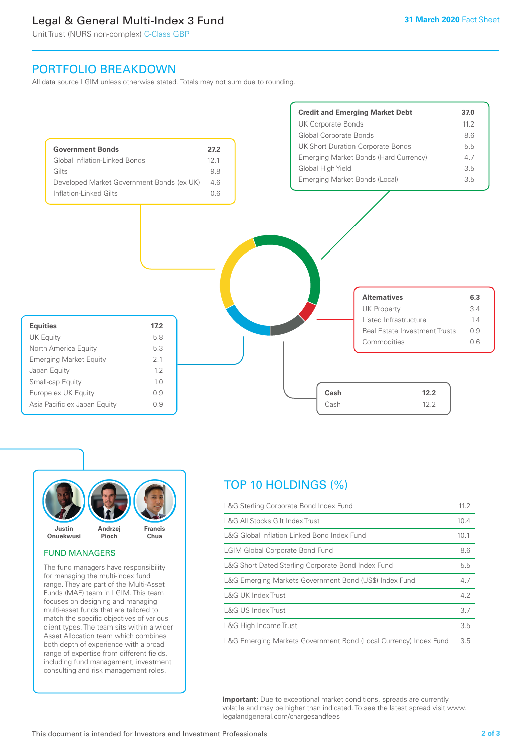# Legal & General Multi-Index 3 Fund

Unit Trust (NURS non-complex) C-Class GBP

**31 March 2020** Fact Sheet

## PORTFOLIO BREAKDOWN

All data source LGIM unless otherwise stated. Totals may not sum due to rounding.

| Government Bonds | 27.2 |
| --- | --- |
| Global Inflation-Linked Bonds | 12.1 |
| Gilts | 9.8 |
| Developed Market Government Bonds (ex UK) | 4.6 |
| Inflation-Linked Gilts | 0.6 |

| Credit and Emerging Market Debt | 37.0 |
| --- | --- |
| UK Corporate Bonds | 11.2 |
| Global Corporate Bonds | 8.6 |
| UK Short Duration Corporate Bonds | 5.5 |
| Emerging Market Bonds (Hard Currency) | 4.7 |
| Global High Yield | 3.5 |
| Emerging Market Bonds (Local) | 3.5 |

| Alternatives | 6.3 |
| --- | --- |
| UK Property | 3.4 |
| Listed Infrastructure | 1.4 |
| Real Estate Investment Trusts | 0.9 |
| Commodities | 0.6 |

| Equities | 17.2 |
| --- | --- |
| UK Equity | 5.8 |
| North America Equity | 5.3 |
| Emerging Market Equity | 2.1 |
| Japan Equity | 1.2 |
| Small-cap Equity | 1.0 |
| Europe ex UK Equity | 0.9 |
| Asia Pacific ex Japan Equity | 0.9 |

| Cash | 12.2 |
| --- | --- |
| Cash | 12.2 |

Justin Onuekwusi, Andrzej Pioch, Francis Chua

### FUND MANAGERS

The fund managers have responsibility for managing the multi-index fund range. They are part of the Multi-Asset Funds (MAF) team in LGIM. This team focuses on designing and managing multi-asset funds that are tailored to match the specific objectives of various client types. The team sits within a wider Asset Allocation team which combines both depth of experience with a broad range of expertise from different fields, including fund management, investment consulting and risk management roles.

## TOP 10 HOLDINGS (%)

| Holding | % |
| --- | --- |
| L&G Sterling Corporate Bond Index Fund | 11.2 |
| L&G All Stocks Gilt Index Trust | 10.4 |
| L&G Global Inflation Linked Bond Index Fund | 10.1 |
| LGIM Global Corporate Bond Fund | 8.6 |
| L&G Short Dated Sterling Corporate Bond Index Fund | 5.5 |
| L&G Emerging Markets Government Bond (US$) Index Fund | 4.7 |
| L&G UK Index Trust | 4.2 |
| L&G US Index Trust | 3.7 |
| L&G High Income Trust | 3.5 |
| L&G Emerging Markets Government Bond (Local Currency) Index Fund | 3.5 |

**Important:** Due to exceptional market conditions, spreads are currently volatile and may be higher than indicated. To see the latest spread visit www.legalandgeneral.com/chargesandfees

This document is intended for Investors and Investment Professionals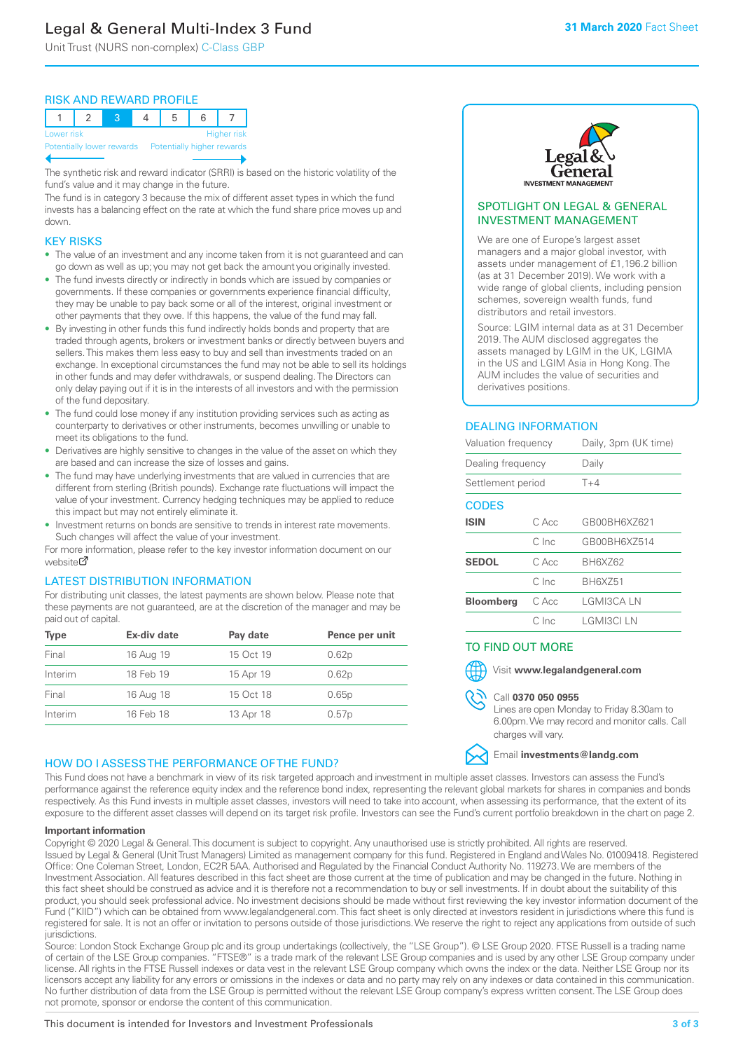# Legal & General Multi-Index 3 Fund

Unit Trust (NURS non-complex) C-Class GBP

**31 March 2020** Fact Sheet

## RISK AND REWARD PROFILE

| 1 | 2 | 3 | 4 | 5 | 6 | 7 |
|---|---|---|---|---|---|---|

Lower risk — Higher risk

Potentially lower rewards — Potentially higher rewards

The synthetic risk and reward indicator (SRRI) is based on the historic volatility of the fund's value and it may change in the future.

The fund is in category 3 because the mix of different asset types in which the fund invests has a balancing effect on the rate at which the fund share price moves up and down.

## KEY RISKS

- The value of an investment and any income taken from it is not guaranteed and can go down as well as up; you may not get back the amount you originally invested.
- The fund invests directly or indirectly in bonds which are issued by companies or governments. If these companies or governments experience financial difficulty, they may be unable to pay back some or all of the interest, original investment or other payments that they owe. If this happens, the value of the fund may fall.
- By investing in other funds this fund indirectly holds bonds and property that are traded through agents, brokers or investment banks or directly between buyers and sellers. This makes them less easy to buy and sell than investments traded on an exchange. In exceptional circumstances the fund may not be able to sell its holdings in other funds and may defer withdrawals, or suspend dealing. The Directors can only delay paying out if it is in the interests of all investors and with the permission of the fund depositary.
- The fund could lose money if any institution providing services such as acting as counterparty to derivatives or other instruments, becomes unwilling or unable to meet its obligations to the fund.
- Derivatives are highly sensitive to changes in the value of the asset on which they are based and can increase the size of losses and gains.
- The fund may have underlying investments that are valued in currencies that are different from sterling (British pounds). Exchange rate fluctuations will impact the value of your investment. Currency hedging techniques may be applied to reduce this impact but may not entirely eliminate it.
- Investment returns on bonds are sensitive to trends in interest rate movements. Such changes will affect the value of your investment.

For more information, please refer to the key investor information document on our website

## LATEST DISTRIBUTION INFORMATION

For distributing unit classes, the latest payments are shown below. Please note that these payments are not guaranteed, are at the discretion of the manager and may be paid out of capital.

| Type | Ex-div date | Pay date | Pence per unit |
|---|---|---|---|
| Final | 16 Aug 19 | 15 Oct 19 | 0.62p |
| Interim | 18 Feb 19 | 15 Apr 19 | 0.62p |
| Final | 16 Aug 18 | 15 Oct 18 | 0.65p |
| Interim | 16 Feb 18 | 13 Apr 18 | 0.57p |

## SPOTLIGHT ON LEGAL & GENERAL INVESTMENT MANAGEMENT

We are one of Europe's largest asset managers and a major global investor, with assets under management of £1,196.2 billion (as at 31 December 2019). We work with a wide range of global clients, including pension schemes, sovereign wealth funds, fund distributors and retail investors.

Source: LGIM internal data as at 31 December 2019. The AUM disclosed aggregates the assets managed by LGIM in the UK, LGIMA in the US and LGIM Asia in Hong Kong. The AUM includes the value of securities and derivatives positions.

## DEALING INFORMATION

| | |
|---|---|
| Valuation frequency | Daily, 3pm (UK time) |
| Dealing frequency | Daily |
| Settlement period | T+4 |

## CODES

| | | |
|---|---|---|
| **ISIN** | C Acc | GB00BH6XZ621 |
| | C Inc | GB00BH6XZ514 |
| **SEDOL** | C Acc | BH6XZ62 |
| | C Inc | BH6XZ51 |
| **Bloomberg** | C Acc | LGMI3CA LN |
| | C Inc | LGMI3CI LN |

## TO FIND OUT MORE

Visit **www.legalandgeneral.com**

Call **0370 050 0955**
Lines are open Monday to Friday 8.30am to 6.00pm. We may record and monitor calls. Call charges will vary.

Email **investments@landg.com**

## HOW DO I ASSESS THE PERFORMANCE OF THE FUND?

This Fund does not have a benchmark in view of its risk targeted approach and investment in multiple asset classes. Investors can assess the Fund's performance against the reference equity index and the reference bond index, representing the relevant global markets for shares in companies and bonds respectively. As this Fund invests in multiple asset classes, investors will need to take into account, when assessing its performance, that the extent of its exposure to the different asset classes will depend on its target risk profile. Investors can see the Fund's current portfolio breakdown in the chart on page 2.

### Important information

Copyright © 2020 Legal & General. This document is subject to copyright. Any unauthorised use is strictly prohibited. All rights are reserved.

Issued by Legal & General (Unit Trust Managers) Limited as management company for this fund. Registered in England and Wales No. 01009418. Registered Office: One Coleman Street, London, EC2R 5AA. Authorised and Regulated by the Financial Conduct Authority No. 119273. We are members of the Investment Association. All features described in this fact sheet are those current at the time of publication and may be changed in the future. Nothing in this fact sheet should be construed as advice and it is therefore not a recommendation to buy or sell investments. If in doubt about the suitability of this product, you should seek professional advice. No investment decisions should be made without first reviewing the key investor information document of the Fund ("KIID") which can be obtained from www.legalandgeneral.com. This fact sheet is only directed at investors resident in jurisdictions where this fund is registered for sale. It is not an offer or invitation to persons outside of those jurisdictions. We reserve the right to reject any applications from outside of such jurisdictions.

Source: London Stock Exchange Group plc and its group undertakings (collectively, the "LSE Group"). © LSE Group 2020. FTSE Russell is a trading name of certain of the LSE Group companies. "FTSE®" is a trade mark of the relevant LSE Group companies and is used by any other LSE Group company under license. All rights in the FTSE Russell indexes or data vest in the relevant LSE Group company which owns the index or the data. Neither LSE Group nor its licensors accept any liability for any errors or omissions in the indexes or data and no party may rely on any indexes or data contained in this communication. No further distribution of data from the LSE Group is permitted without the relevant LSE Group company's express written consent. The LSE Group does not promote, sponsor or endorse the content of this communication.

This document is intended for Investors and Investment Professionals